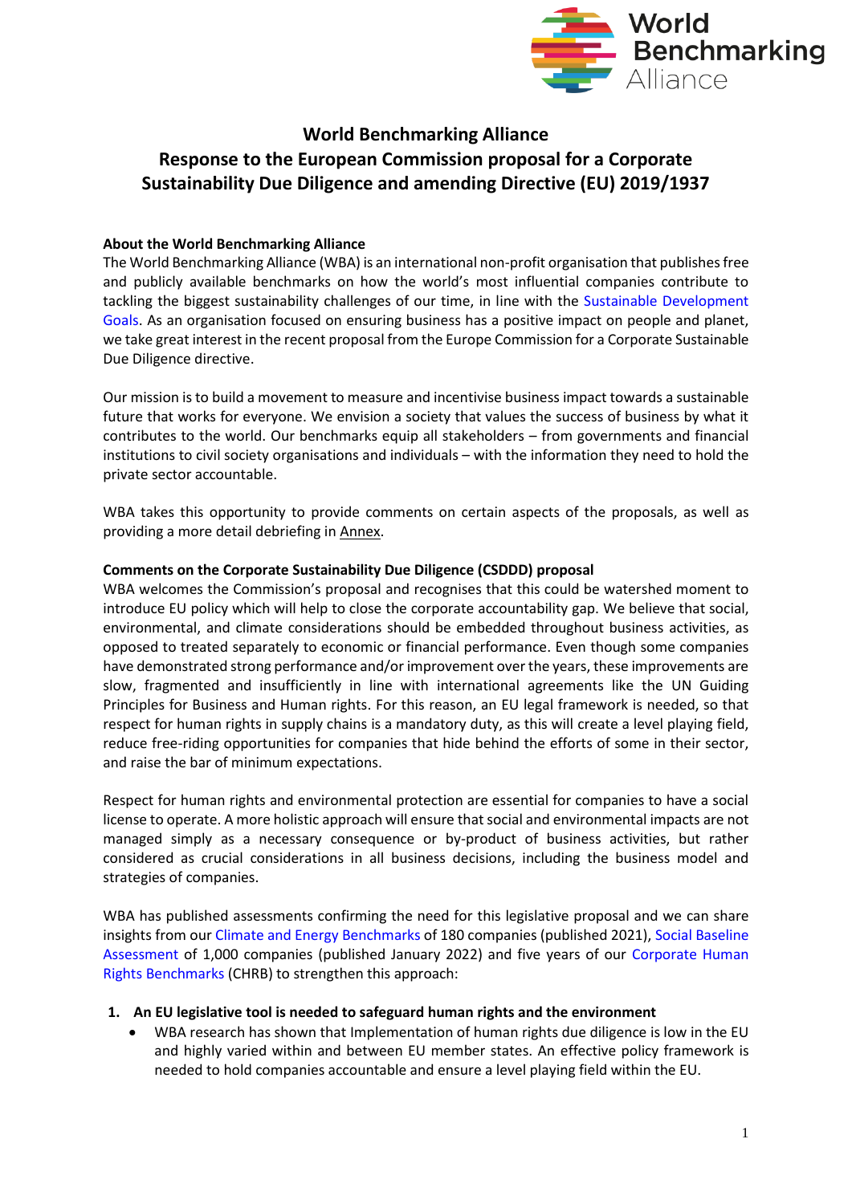# World Benchmarking Alliance
## Response to the European Commission proposal for a Corporate Sustainability Due Diligence and amending Directive (EU) 2019/1937

**About the World Benchmarking Alliance**

The World Benchmarking Alliance (WBA) is an international non-profit organisation that publishes free and publicly available benchmarks on how the world's most influential companies contribute to tackling the biggest sustainability challenges of our time, in line with the Sustainable Development Goals. As an organisation focused on ensuring business has a positive impact on people and planet, we take great interest in the recent proposal from the Europe Commission for a Corporate Sustainable Due Diligence directive.

Our mission is to build a movement to measure and incentivise business impact towards a sustainable future that works for everyone. We envision a society that values the success of business by what it contributes to the world. Our benchmarks equip all stakeholders – from governments and financial institutions to civil society organisations and individuals – with the information they need to hold the private sector accountable.

WBA takes this opportunity to provide comments on certain aspects of the proposals, as well as providing a more detail debriefing in Annex.

**Comments on the Corporate Sustainability Due Diligence (CSDDD) proposal**

WBA welcomes the Commission's proposal and recognises that this could be watershed moment to introduce EU policy which will help to close the corporate accountability gap. We believe that social, environmental, and climate considerations should be embedded throughout business activities, as opposed to treated separately to economic or financial performance. Even though some companies have demonstrated strong performance and/or improvement over the years, these improvements are slow, fragmented and insufficiently in line with international agreements like the UN Guiding Principles for Business and Human rights. For this reason, an EU legal framework is needed, so that respect for human rights in supply chains is a mandatory duty, as this will create a level playing field, reduce free-riding opportunities for companies that hide behind the efforts of some in their sector, and raise the bar of minimum expectations.

Respect for human rights and environmental protection are essential for companies to have a social license to operate. A more holistic approach will ensure that social and environmental impacts are not managed simply as a necessary consequence or by-product of business activities, but rather considered as crucial considerations in all business decisions, including the business model and strategies of companies.

WBA has published assessments confirming the need for this legislative proposal and we can share insights from our Climate and Energy Benchmarks of 180 companies (published 2021), Social Baseline Assessment of 1,000 companies (published January 2022) and five years of our Corporate Human Rights Benchmarks (CHRB) to strengthen this approach:

1. **An EU legislative tool is needed to safeguard human rights and the environment**
    - WBA research has shown that Implementation of human rights due diligence is low in the EU and highly varied within and between EU member states. An effective policy framework is needed to hold companies accountable and ensure a level playing field within the EU.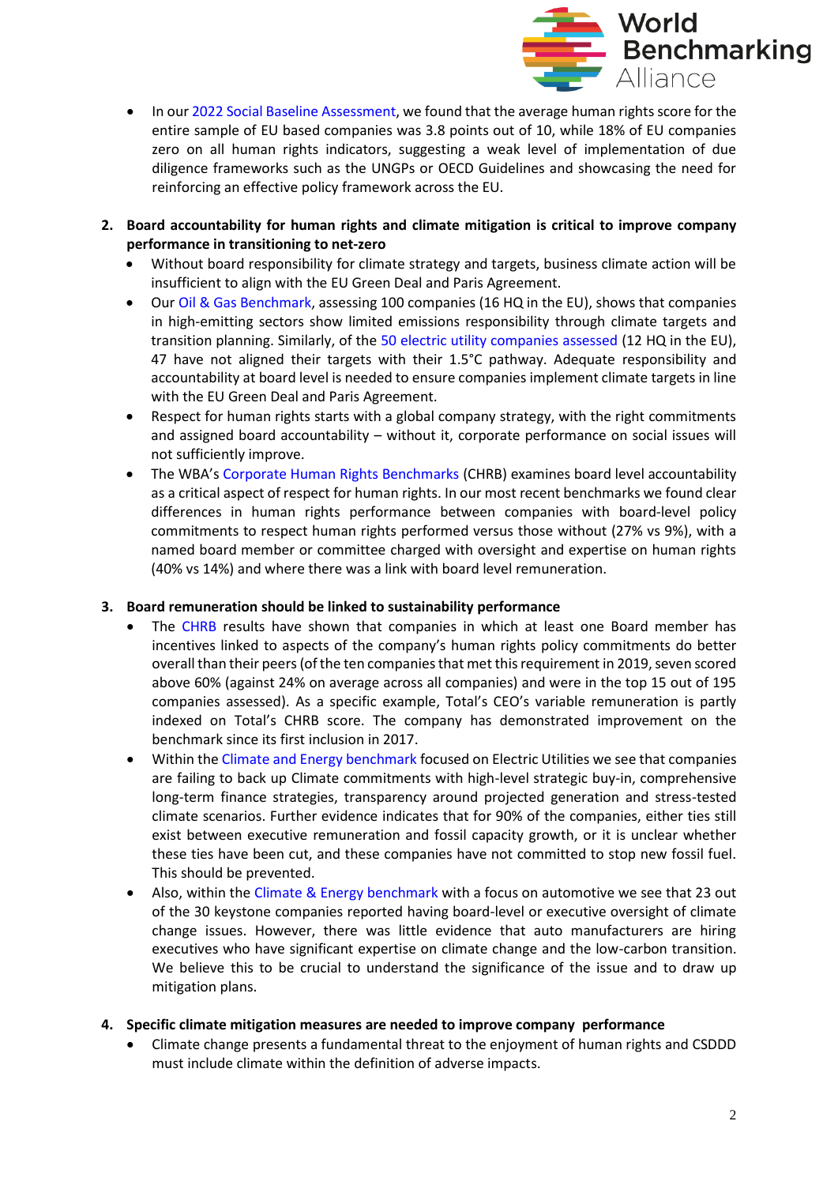- In our 2022 Social Baseline Assessment, we found that the average human rights score for the entire sample of EU based companies was 3.8 points out of 10, while 18% of EU companies zero on all human rights indicators, suggesting a weak level of implementation of due diligence frameworks such as the UNGPs or OECD Guidelines and showcasing the need for reinforcing an effective policy framework across the EU.

2. **Board accountability for human rights and climate mitigation is critical to improve company performance in transitioning to net-zero**
   - Without board responsibility for climate strategy and targets, business climate action will be insufficient to align with the EU Green Deal and Paris Agreement.
   - Our Oil & Gas Benchmark, assessing 100 companies (16 HQ in the EU), shows that companies in high-emitting sectors show limited emissions responsibility through climate targets and transition planning. Similarly, of the 50 electric utility companies assessed (12 HQ in the EU), 47 have not aligned their targets with their 1.5°C pathway. Adequate responsibility and accountability at board level is needed to ensure companies implement climate targets in line with the EU Green Deal and Paris Agreement.
   - Respect for human rights starts with a global company strategy, with the right commitments and assigned board accountability – without it, corporate performance on social issues will not sufficiently improve.
   - The WBA's Corporate Human Rights Benchmarks (CHRB) examines board level accountability as a critical aspect of respect for human rights. In our most recent benchmarks we found clear differences in human rights performance between companies with board-level policy commitments to respect human rights performed versus those without (27% vs 9%), with a named board member or committee charged with oversight and expertise on human rights (40% vs 14%) and where there was a link with board level remuneration.

3. **Board remuneration should be linked to sustainability performance**
   - The CHRB results have shown that companies in which at least one Board member has incentives linked to aspects of the company's human rights policy commitments do better overall than their peers (of the ten companies that met this requirement in 2019, seven scored above 60% (against 24% on average across all companies) and were in the top 15 out of 195 companies assessed). As a specific example, Total's CEO's variable remuneration is partly indexed on Total's CHRB score. The company has demonstrated improvement on the benchmark since its first inclusion in 2017.
   - Within the Climate and Energy benchmark focused on Electric Utilities we see that companies are failing to back up Climate commitments with high-level strategic buy-in, comprehensive long-term finance strategies, transparency around projected generation and stress-tested climate scenarios. Further evidence indicates that for 90% of the companies, either ties still exist between executive remuneration and fossil capacity growth, or it is unclear whether these ties have been cut, and these companies have not committed to stop new fossil fuel. This should be prevented.
   - Also, within the Climate & Energy benchmark with a focus on automotive we see that 23 out of the 30 keystone companies reported having board-level or executive oversight of climate change issues. However, there was little evidence that auto manufacturers are hiring executives who have significant expertise on climate change and the low-carbon transition. We believe this to be crucial to understand the significance of the issue and to draw up mitigation plans.

4. **Specific climate mitigation measures are needed to improve company performance**
   - Climate change presents a fundamental threat to the enjoyment of human rights and CSDDD must include climate within the definition of adverse impacts.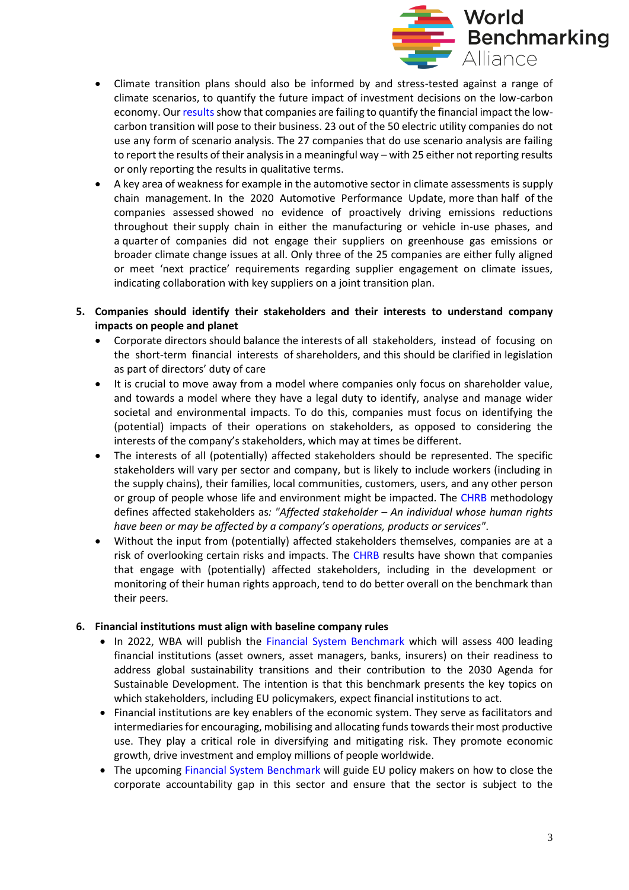- Climate transition plans should also be informed by and stress-tested against a range of climate scenarios, to quantify the future impact of investment decisions on the low-carbon economy. Our results show that companies are failing to quantify the financial impact the low-carbon transition will pose to their business. 23 out of the 50 electric utility companies do not use any form of scenario analysis. The 27 companies that do use scenario analysis are failing to report the results of their analysis in a meaningful way – with 25 either not reporting results or only reporting the results in qualitative terms.
- A key area of weakness for example in the automotive sector in climate assessments is supply chain management. In the 2020 Automotive Performance Update, more than half of the companies assessed showed no evidence of proactively driving emissions reductions throughout their supply chain in either the manufacturing or vehicle in-use phases, and a quarter of companies did not engage their suppliers on greenhouse gas emissions or broader climate change issues at all. Only three of the 25 companies are either fully aligned or meet 'next practice' requirements regarding supplier engagement on climate issues, indicating collaboration with key suppliers on a joint transition plan.

5. **Companies should identify their stakeholders and their interests to understand company impacts on people and planet**
   - Corporate directors should balance the interests of all stakeholders, instead of focusing on the short-term financial interests of shareholders, and this should be clarified in legislation as part of directors' duty of care
   - It is crucial to move away from a model where companies only focus on shareholder value, and towards a model where they have a legal duty to identify, analyse and manage wider societal and environmental impacts. To do this, companies must focus on identifying the (potential) impacts of their operations on stakeholders, as opposed to considering the interests of the company's stakeholders, which may at times be different.
   - The interests of all (potentially) affected stakeholders should be represented. The specific stakeholders will vary per sector and company, but is likely to include workers (including in the supply chains), their families, local communities, customers, users, and any other person or group of people whose life and environment might be impacted. The CHRB methodology defines affected stakeholders as*: "Affected stakeholder – An individual whose human rights have been or may be affected by a company's operations, products or services"*.
   - Without the input from (potentially) affected stakeholders themselves, companies are at a risk of overlooking certain risks and impacts. The CHRB results have shown that companies that engage with (potentially) affected stakeholders, including in the development or monitoring of their human rights approach, tend to do better overall on the benchmark than their peers.

6. **Financial institutions must align with baseline company rules**
   - In 2022, WBA will publish the Financial System Benchmark which will assess 400 leading financial institutions (asset owners, asset managers, banks, insurers) on their readiness to address global sustainability transitions and their contribution to the 2030 Agenda for Sustainable Development. The intention is that this benchmark presents the key topics on which stakeholders, including EU policymakers, expect financial institutions to act.
   - Financial institutions are key enablers of the economic system. They serve as facilitators and intermediaries for encouraging, mobilising and allocating funds towards their most productive use. They play a critical role in diversifying and mitigating risk. They promote economic growth, drive investment and employ millions of people worldwide.
   - The upcoming Financial System Benchmark will guide EU policy makers on how to close the corporate accountability gap in this sector and ensure that the sector is subject to the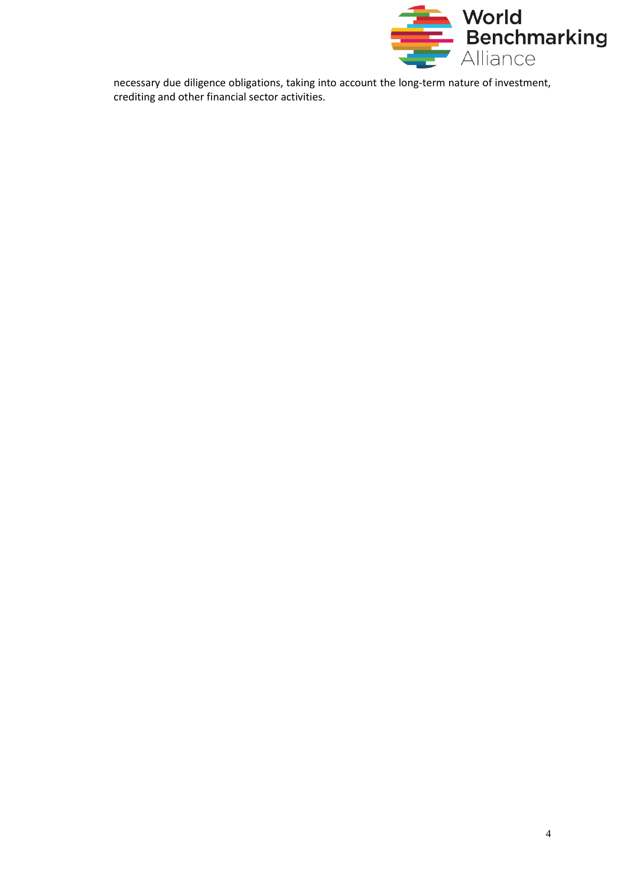necessary due diligence obligations, taking into account the long-term nature of investment, crediting and other financial sector activities.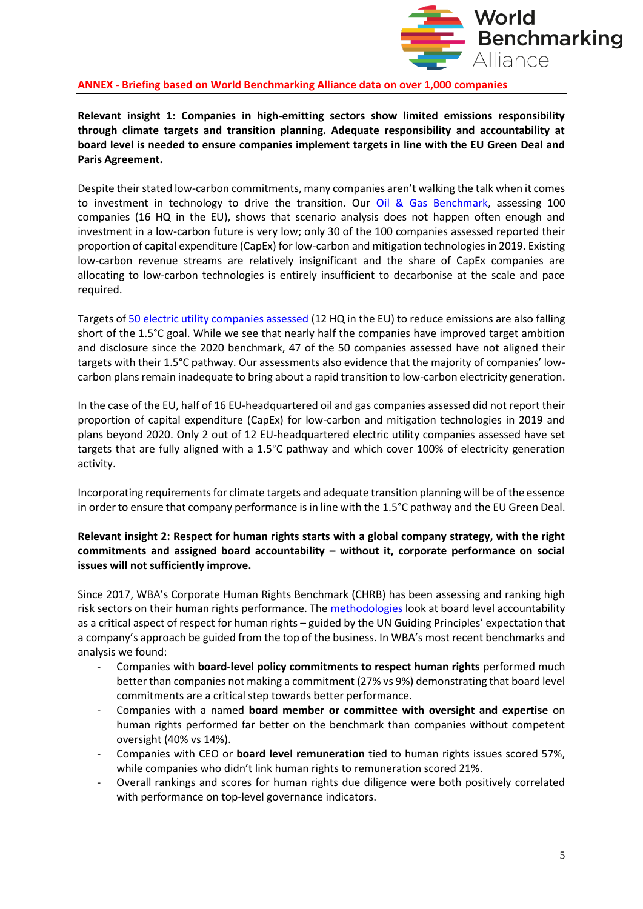**ANNEX - Briefing based on World Benchmarking Alliance data on over 1,000 companies**

**Relevant insight 1: Companies in high-emitting sectors show limited emissions responsibility through climate targets and transition planning. Adequate responsibility and accountability at board level is needed to ensure companies implement targets in line with the EU Green Deal and Paris Agreement.**

Despite their stated low-carbon commitments, many companies aren't walking the talk when it comes to investment in technology to drive the transition. Our Oil & Gas Benchmark, assessing 100 companies (16 HQ in the EU), shows that scenario analysis does not happen often enough and investment in a low-carbon future is very low; only 30 of the 100 companies assessed reported their proportion of capital expenditure (CapEx) for low-carbon and mitigation technologies in 2019. Existing low-carbon revenue streams are relatively insignificant and the share of CapEx companies are allocating to low-carbon technologies is entirely insufficient to decarbonise at the scale and pace required.

Targets of 50 electric utility companies assessed (12 HQ in the EU) to reduce emissions are also falling short of the 1.5°C goal. While we see that nearly half the companies have improved target ambition and disclosure since the 2020 benchmark, 47 of the 50 companies assessed have not aligned their targets with their 1.5°C pathway. Our assessments also evidence that the majority of companies' low-carbon plans remain inadequate to bring about a rapid transition to low-carbon electricity generation.

In the case of the EU, half of 16 EU-headquartered oil and gas companies assessed did not report their proportion of capital expenditure (CapEx) for low-carbon and mitigation technologies in 2019 and plans beyond 2020. Only 2 out of 12 EU-headquartered electric utility companies assessed have set targets that are fully aligned with a 1.5°C pathway and which cover 100% of electricity generation activity.

Incorporating requirements for climate targets and adequate transition planning will be of the essence in order to ensure that company performance is in line with the 1.5°C pathway and the EU Green Deal.

**Relevant insight 2: Respect for human rights starts with a global company strategy, with the right commitments and assigned board accountability – without it, corporate performance on social issues will not sufficiently improve.**

Since 2017, WBA's Corporate Human Rights Benchmark (CHRB) has been assessing and ranking high risk sectors on their human rights performance. The methodologies look at board level accountability as a critical aspect of respect for human rights – guided by the UN Guiding Principles' expectation that a company's approach be guided from the top of the business. In WBA's most recent benchmarks and analysis we found:

- Companies with **board-level policy commitments to respect human rights** performed much better than companies not making a commitment (27% vs 9%) demonstrating that board level commitments are a critical step towards better performance.
- Companies with a named **board member or committee with oversight and expertise** on human rights performed far better on the benchmark than companies without competent oversight (40% vs 14%).
- Companies with CEO or **board level remuneration** tied to human rights issues scored 57%, while companies who didn't link human rights to remuneration scored 21%.
- Overall rankings and scores for human rights due diligence were both positively correlated with performance on top-level governance indicators.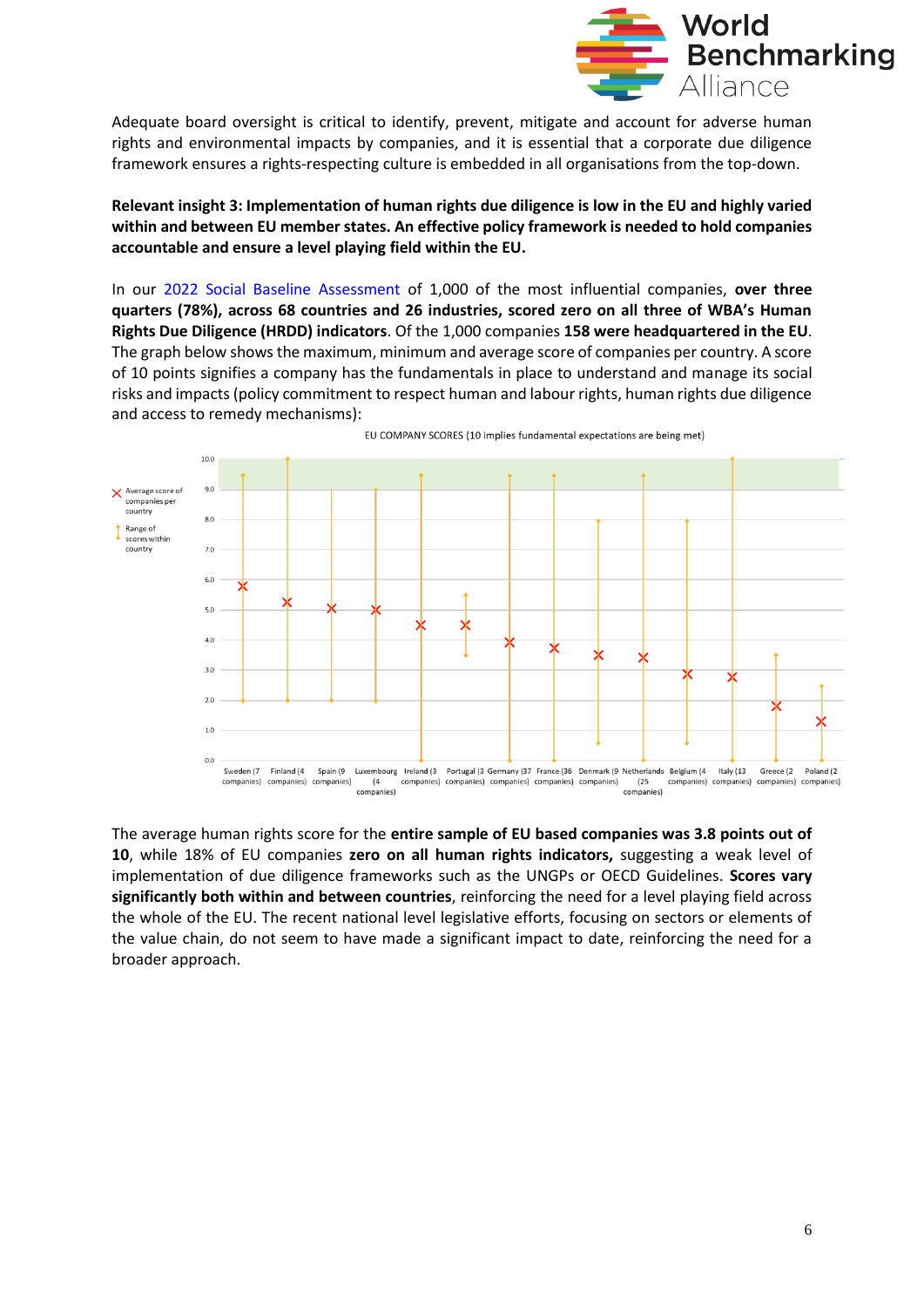Adequate board oversight is critical to identify, prevent, mitigate and account for adverse human rights and environmental impacts by companies, and it is essential that a corporate due diligence framework ensures a rights-respecting culture is embedded in all organisations from the top-down.

**Relevant insight 3: Implementation of human rights due diligence is low in the EU and highly varied within and between EU member states. An effective policy framework is needed to hold companies accountable and ensure a level playing field within the EU.**

In our 2022 Social Baseline Assessment of 1,000 of the most influential companies, **over three quarters (78%), across 68 countries and 26 industries, scored zero on all three of WBA's Human Rights Due Diligence (HRDD) indicators**. Of the 1,000 companies **158 were headquartered in the EU**. The graph below shows the maximum, minimum and average score of companies per country. A score of 10 points signifies a company has the fundamentals in place to understand and manage its social risks and impacts (policy commitment to respect human and labour rights, human rights due diligence and access to remedy mechanisms):

EU COMPANY SCORES (10 implies fundamental expectations are being met)

Average score of companies per country

Range of scores within country

10.0
9.0
8.0
7.0
6.0
5.0
4.0
3.0
2.0
1.0
0.0

Sweden (7 companies)
Finland (4 companies)
Spain (9 companies)
Luxembourg (4 companies)
Ireland (3 companies)
Portugal (3 companies)
Germany (37 companies)
France (36 companies)
Denmark (9 companies)
Netherlands (25 companies)
Belgium (4 companies)
Italy (13 companies)
Greece (2 companies)
Poland (2 companies)

The average human rights score for the **entire sample of EU based companies was 3.8 points out of 10**, while 18% of EU companies **zero on all human rights indicators,** suggesting a weak level of implementation of due diligence frameworks such as the UNGPs or OECD Guidelines. **Scores vary significantly both within and between countries**, reinforcing the need for a level playing field across the whole of the EU. The recent national level legislative efforts, focusing on sectors or elements of the value chain, do not seem to have made a significant impact to date, reinforcing the need for a broader approach.